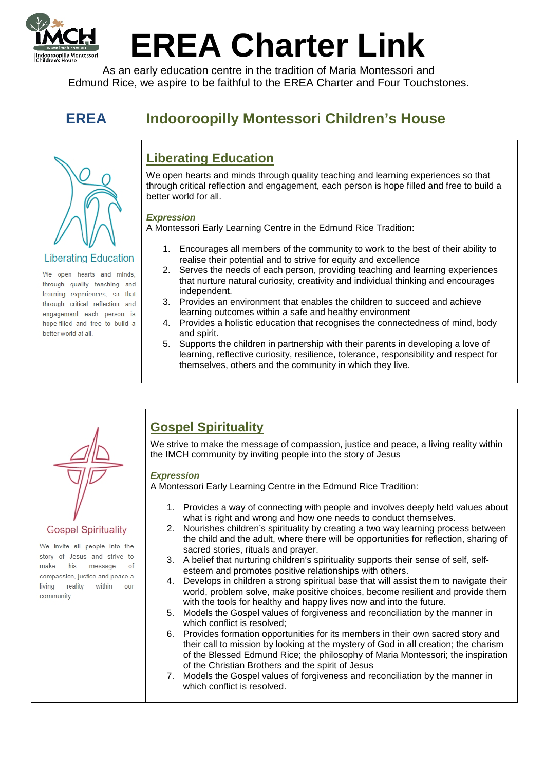# EREA Charter Link

As an early education centre in the tradition of Maria Montessori and Edmund Rice, we aspire to be faithful to the EREA Charter and Four Touchstones.

## EREA    Indooroopilly Montessori Children's House

Liberating Education

We open hearts and minds, through quality teaching and learning experiences, so that through critical reflection and engagement each person is hope-filled and free to build a better world at all.

### Liberating Education

We open hearts and minds through quality teaching and learning experiences so that through critical reflection and engagement, each person is hope filled and free to build a better world for all.

***Expression***

A Montessori Early Learning Centre in the Edmund Rice Tradition:

1. Encourages all members of the community to work to the best of their ability to realise their potential and to strive for equity and excellence
2. Serves the needs of each person, providing teaching and learning experiences that nurture natural curiosity, creativity and individual thinking and encourages independent.
3. Provides an environment that enables the children to succeed and achieve learning outcomes within a safe and healthy environment
4. Provides a holistic education that recognises the connectedness of mind, body and spirit.
5. Supports the children in partnership with their parents in developing a love of learning, reflective curiosity, resilience, tolerance, responsibility and respect for themselves, others and the community in which they live.

Gospel Spirituality

We invite all people into the story of Jesus and strive to make his message of compassion, justice and peace a living reality within our community.

### Gospel Spirituality

We strive to make the message of compassion, justice and peace, a living reality within the IMCH community by inviting people into the story of Jesus

***Expression***

A Montessori Early Learning Centre in the Edmund Rice Tradition:

1. Provides a way of connecting with people and involves deeply held values about what is right and wrong and how one needs to conduct themselves.
2. Nourishes children's spirituality by creating a two way learning process between the child and the adult, where there will be opportunities for reflection, sharing of sacred stories, rituals and prayer.
3. A belief that nurturing children's spirituality supports their sense of self, self-esteem and promotes positive relationships with others.
4. Develops in children a strong spiritual base that will assist them to navigate their world, problem solve, make positive choices, become resilient and provide them with the tools for healthy and happy lives now and into the future.
5. Models the Gospel values of forgiveness and reconciliation by the manner in which conflict is resolved;
6. Provides formation opportunities for its members in their own sacred story and their call to mission by looking at the mystery of God in all creation; the charism of the Blessed Edmund Rice; the philosophy of Maria Montessori; the inspiration of the Christian Brothers and the spirit of Jesus
7. Models the Gospel values of forgiveness and reconciliation by the manner in which conflict is resolved.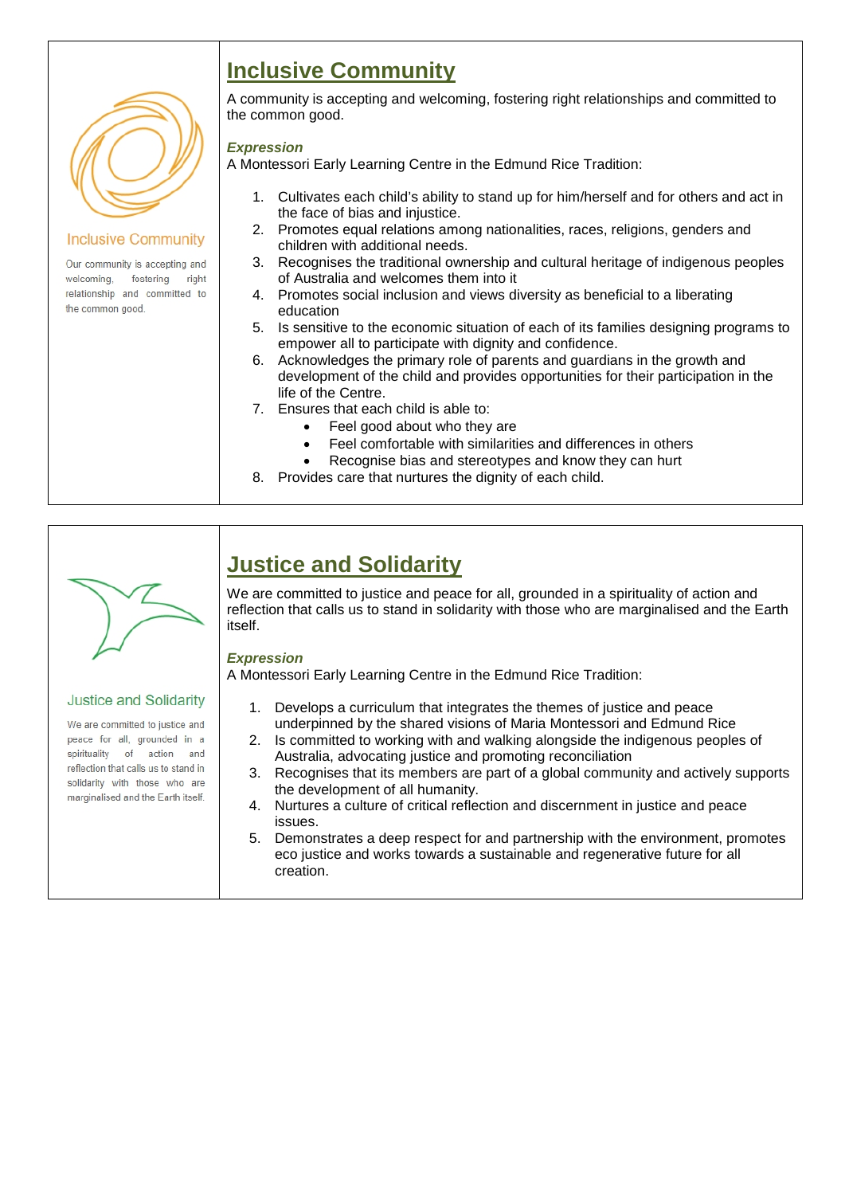Inclusive Community

Our community is accepting and welcoming, fostering right relationship and committed to the common good.

## Inclusive Community

A community is accepting and welcoming, fostering right relationships and committed to the common good.

***Expression***

A Montessori Early Learning Centre in the Edmund Rice Tradition:

1. Cultivates each child's ability to stand up for him/herself and for others and act in the face of bias and injustice.
2. Promotes equal relations among nationalities, races, religions, genders and children with additional needs.
3. Recognises the traditional ownership and cultural heritage of indigenous peoples of Australia and welcomes them into it
4. Promotes social inclusion and views diversity as beneficial to a liberating education
5. Is sensitive to the economic situation of each of its families designing programs to empower all to participate with dignity and confidence.
6. Acknowledges the primary role of parents and guardians in the growth and development of the child and provides opportunities for their participation in the life of the Centre.
7. Ensures that each child is able to:
   - Feel good about who they are
   - Feel comfortable with similarities and differences in others
   - Recognise bias and stereotypes and know they can hurt
8. Provides care that nurtures the dignity of each child.

Justice and Solidarity

We are committed to justice and peace for all, grounded in a spirituality of action and reflection that calls us to stand in solidarity with those who are marginalised and the Earth itself.

## Justice and Solidarity

We are committed to justice and peace for all, grounded in a spirituality of action and reflection that calls us to stand in solidarity with those who are marginalised and the Earth itself.

***Expression***

A Montessori Early Learning Centre in the Edmund Rice Tradition:

1. Develops a curriculum that integrates the themes of justice and peace underpinned by the shared visions of Maria Montessori and Edmund Rice
2. Is committed to working with and walking alongside the indigenous peoples of Australia, advocating justice and promoting reconciliation
3. Recognises that its members are part of a global community and actively supports the development of all humanity.
4. Nurtures a culture of critical reflection and discernment in justice and peace issues.
5. Demonstrates a deep respect for and partnership with the environment, promotes eco justice and works towards a sustainable and regenerative future for all creation.